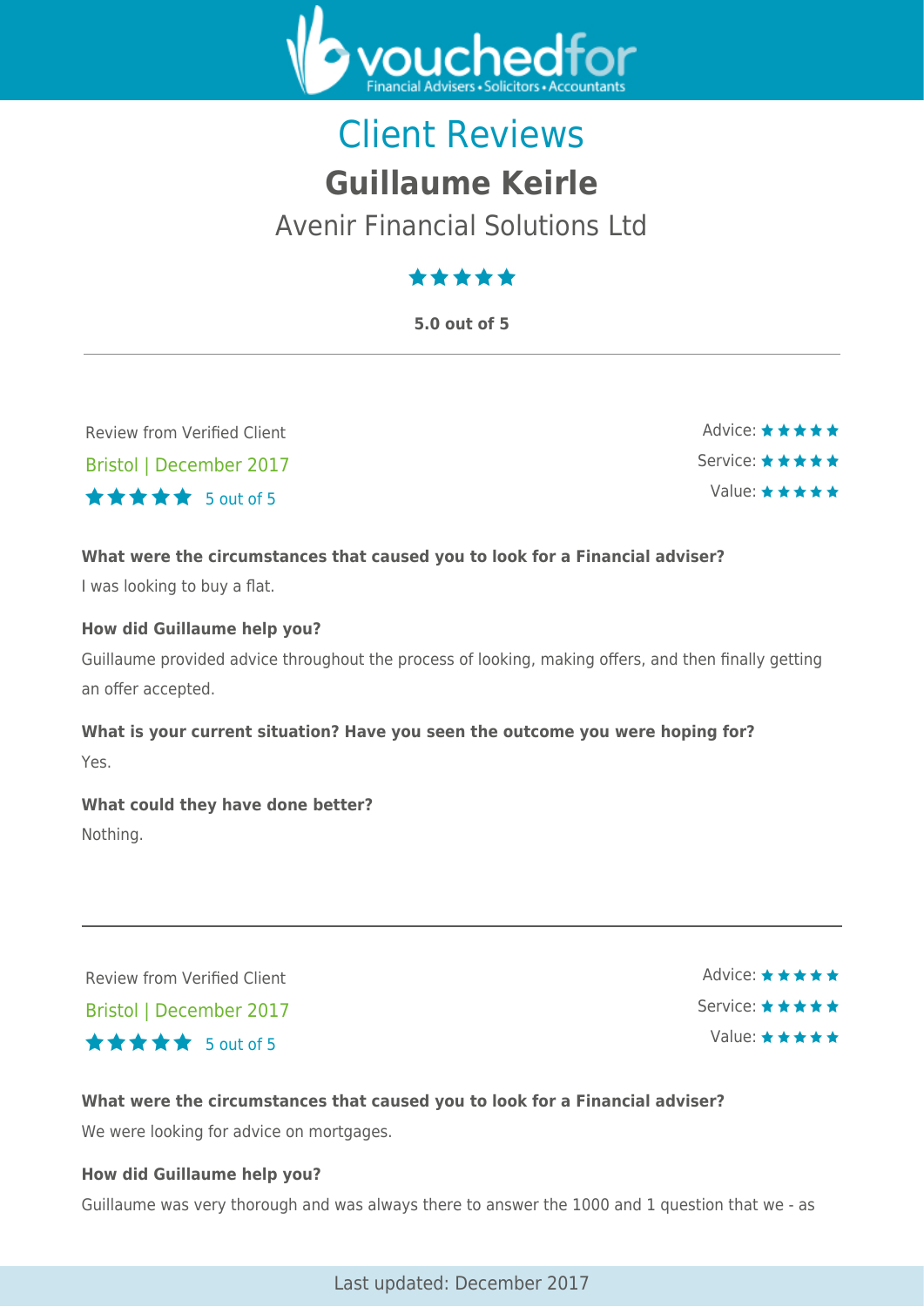# Client Reviews

## Guillaume Keirle

### Avenir Financial Solutions Ltd

★★★★★

**5.0 out of 5**

---

Review from Verified Client

Bristol | December 2017

★★★★★ 5 out of 5

Advice: ★★★★★

Service: ★★★★★

Value: ★★★★★

**What were the circumstances that caused you to look for a Financial adviser?**

I was looking to buy a flat.

**How did Guillaume help you?**

Guillaume provided advice throughout the process of looking, making offers, and then finally getting an offer accepted.

**What is your current situation? Have you seen the outcome you were hoping for?**

Yes.

**What could they have done better?**

Nothing.

---

Review from Verified Client

Bristol | December 2017

★★★★★ 5 out of 5

Advice: ★★★★★

Service: ★★★★★

Value: ★★★★★

**What were the circumstances that caused you to look for a Financial adviser?**

We were looking for advice on mortgages.

**How did Guillaume help you?**

Guillaume was very thorough and was always there to answer the 1000 and 1 question that we - as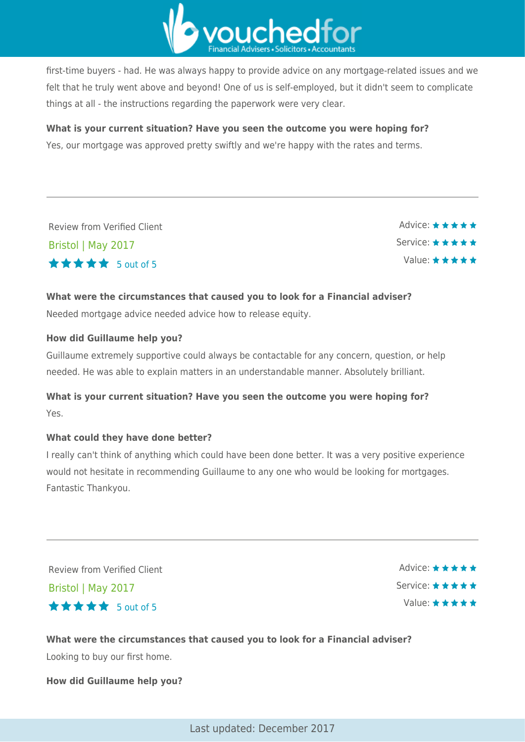first-time buyers - had. He was always happy to provide advice on any mortgage-related issues and we felt that he truly went above and beyond! One of us is self-employed, but it didn't seem to complicate things at all - the instructions regarding the paperwork were very clear.

**What is your current situation? Have you seen the outcome you were hoping for?**

Yes, our mortgage was approved pretty swiftly and we're happy with the rates and terms.

---

Review from Verified Client

Bristol | May 2017

★★★★★ 5 out of 5

Advice: ★★★★★
Service: ★★★★★
Value: ★★★★★

**What were the circumstances that caused you to look for a Financial adviser?**

Needed mortgage advice needed advice how to release equity.

**How did Guillaume help you?**

Guillaume extremely supportive could always be contactable for any concern, question, or help needed. He was able to explain matters in an understandable manner. Absolutely brilliant.

**What is your current situation? Have you seen the outcome you were hoping for?**

Yes.

**What could they have done better?**

I really can't think of anything which could have been done better. It was a very positive experience would not hesitate in recommending Guillaume to any one who would be looking for mortgages. Fantastic Thankyou.

---

Review from Verified Client

Bristol | May 2017

★★★★★ 5 out of 5

Advice: ★★★★★
Service: ★★★★★
Value: ★★★★★

**What were the circumstances that caused you to look for a Financial adviser?**

Looking to buy our first home.

**How did Guillaume help you?**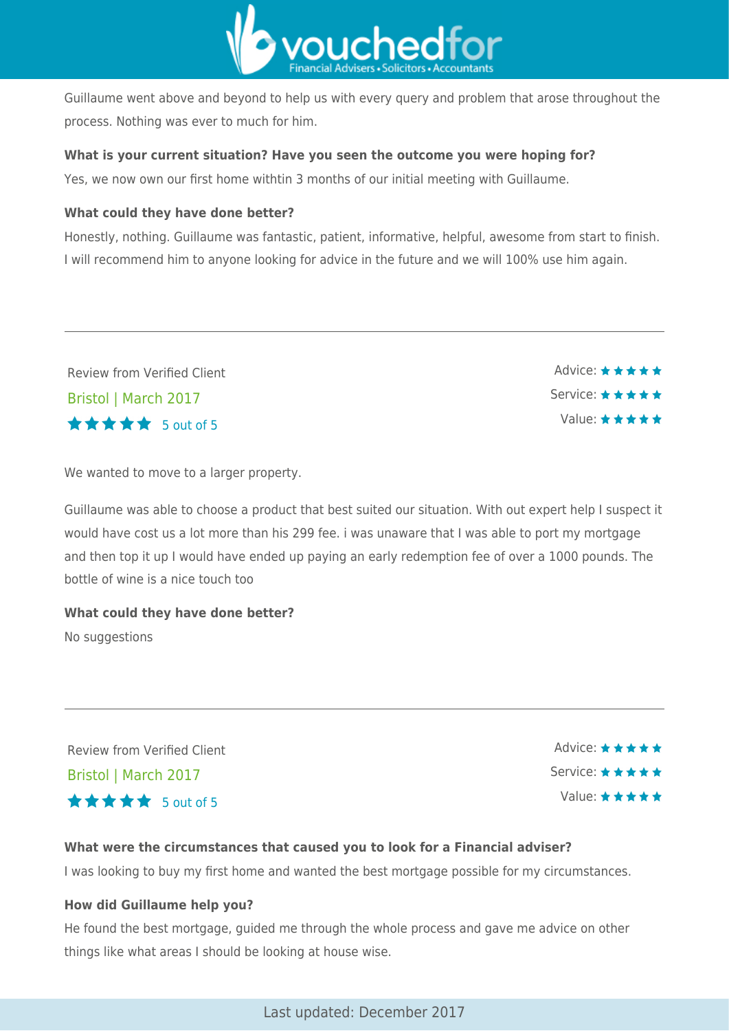Guillaume went above and beyond to help us with every query and problem that arose throughout the process. Nothing was ever to much for him.

**What is your current situation? Have you seen the outcome you were hoping for?**

Yes, we now own our first home withtin 3 months of our initial meeting with Guillaume.

**What could they have done better?**

Honestly, nothing. Guillaume was fantastic, patient, informative, helpful, awesome from start to finish. I will recommend him to anyone looking for advice in the future and we will 100% use him again.

---

Review from Verified Client

Bristol | March 2017

★★★★★ 5 out of 5

Advice: ★★★★★
Service: ★★★★★
Value: ★★★★★

We wanted to move to a larger property.

Guillaume was able to choose a product that best suited our situation. With out expert help I suspect it would have cost us a lot more than his 299 fee. i was unaware that I was able to port my mortgage and then top it up I would have ended up paying an early redemption fee of over a 1000 pounds. The bottle of wine is a nice touch too

**What could they have done better?**

No suggestions

---

Review from Verified Client

Bristol | March 2017

★★★★★ 5 out of 5

Advice: ★★★★★
Service: ★★★★★
Value: ★★★★★

**What were the circumstances that caused you to look for a Financial adviser?**

I was looking to buy my first home and wanted the best mortgage possible for my circumstances.

**How did Guillaume help you?**

He found the best mortgage, guided me through the whole process and gave me advice on other things like what areas I should be looking at house wise.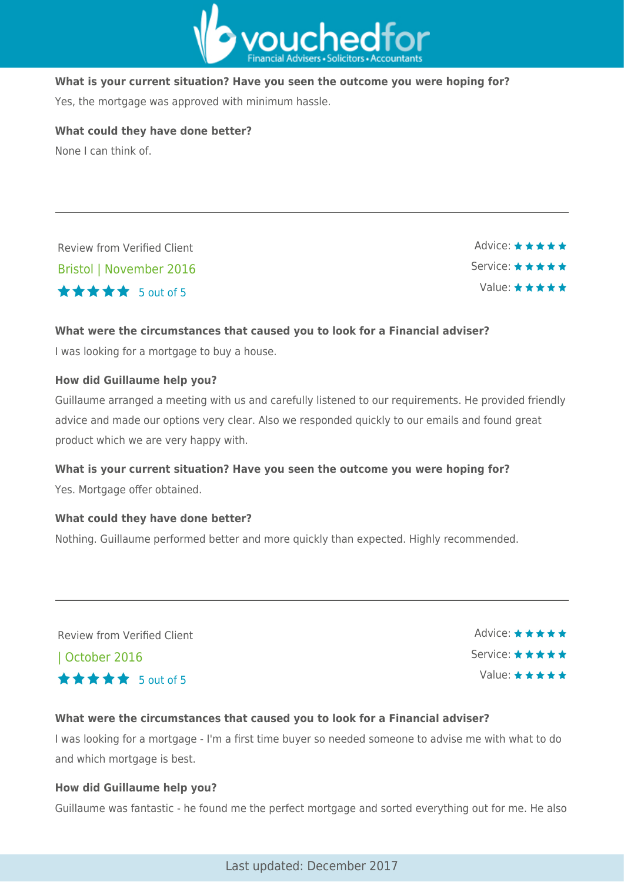**What is your current situation? Have you seen the outcome you were hoping for?**

Yes, the mortgage was approved with minimum hassle.

**What could they have done better?**

None I can think of.

---

Review from Verified Client

Bristol | November 2016

★★★★★ 5 out of 5

Advice: ★★★★★
Service: ★★★★★
Value: ★★★★★

**What were the circumstances that caused you to look for a Financial adviser?**

I was looking for a mortgage to buy a house.

**How did Guillaume help you?**

Guillaume arranged a meeting with us and carefully listened to our requirements. He provided friendly advice and made our options very clear. Also we responded quickly to our emails and found great product which we are very happy with.

**What is your current situation? Have you seen the outcome you were hoping for?**

Yes. Mortgage offer obtained.

**What could they have done better?**

Nothing. Guillaume performed better and more quickly than expected. Highly recommended.

---

Review from Verified Client

| October 2016

★★★★★ 5 out of 5

Advice: ★★★★★
Service: ★★★★★
Value: ★★★★★

**What were the circumstances that caused you to look for a Financial adviser?**

I was looking for a mortgage - I'm a first time buyer so needed someone to advise me with what to do and which mortgage is best.

**How did Guillaume help you?**

Guillaume was fantastic - he found me the perfect mortgage and sorted everything out for me. He also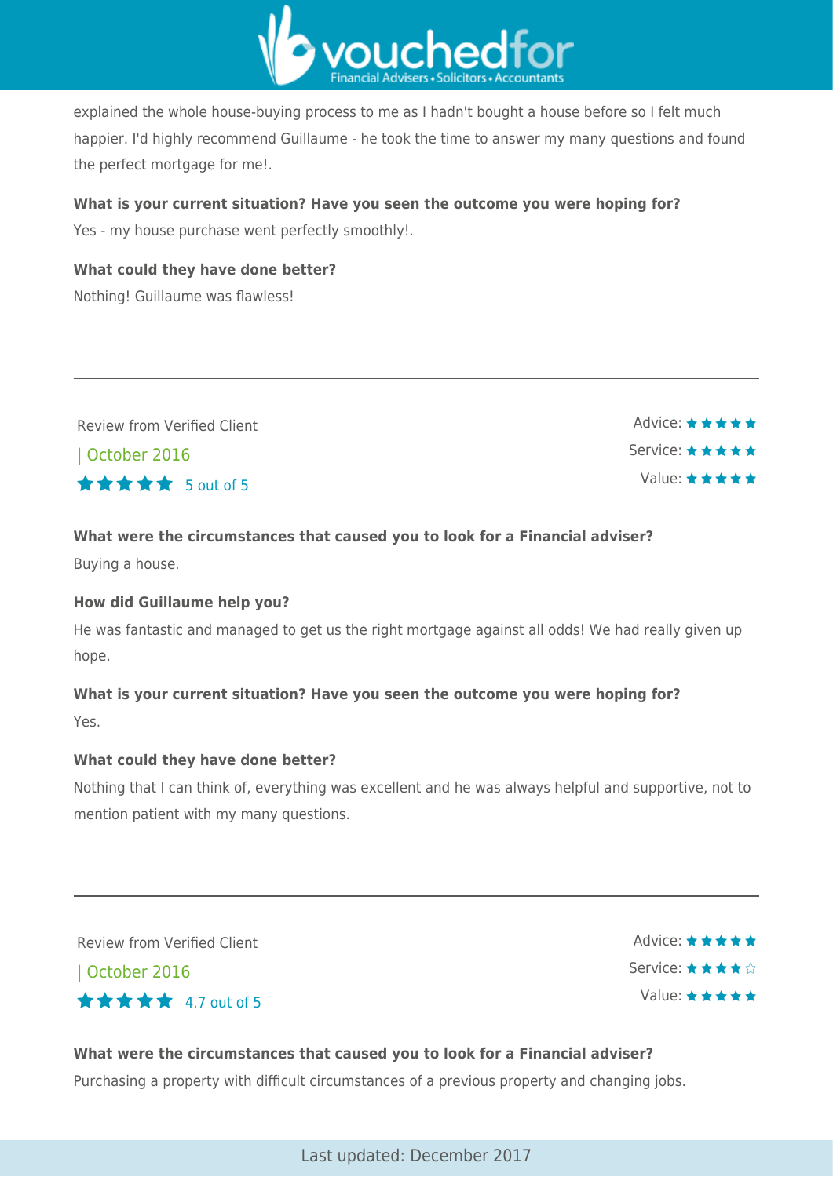explained the whole house-buying process to me as I hadn't bought a house before so I felt much happier. I'd highly recommend Guillaume - he took the time to answer my many questions and found the perfect mortgage for me!.

**What is your current situation? Have you seen the outcome you were hoping for?**

Yes - my house purchase went perfectly smoothly!.

**What could they have done better?**

Nothing! Guillaume was flawless!

---

Review from Verified Client

| October 2016

★★★★★ 5 out of 5

Advice: ★★★★★
Service: ★★★★★
Value: ★★★★★

**What were the circumstances that caused you to look for a Financial adviser?**

Buying a house.

**How did Guillaume help you?**

He was fantastic and managed to get us the right mortgage against all odds! We had really given up hope.

**What is your current situation? Have you seen the outcome you were hoping for?**

Yes.

**What could they have done better?**

Nothing that I can think of, everything was excellent and he was always helpful and supportive, not to mention patient with my many questions.

---

Review from Verified Client

| October 2016

★★★★★ 4.7 out of 5

Advice: ★★★★★
Service: ★★★★☆
Value: ★★★★★

**What were the circumstances that caused you to look for a Financial adviser?**

Purchasing a property with difficult circumstances of a previous property and changing jobs.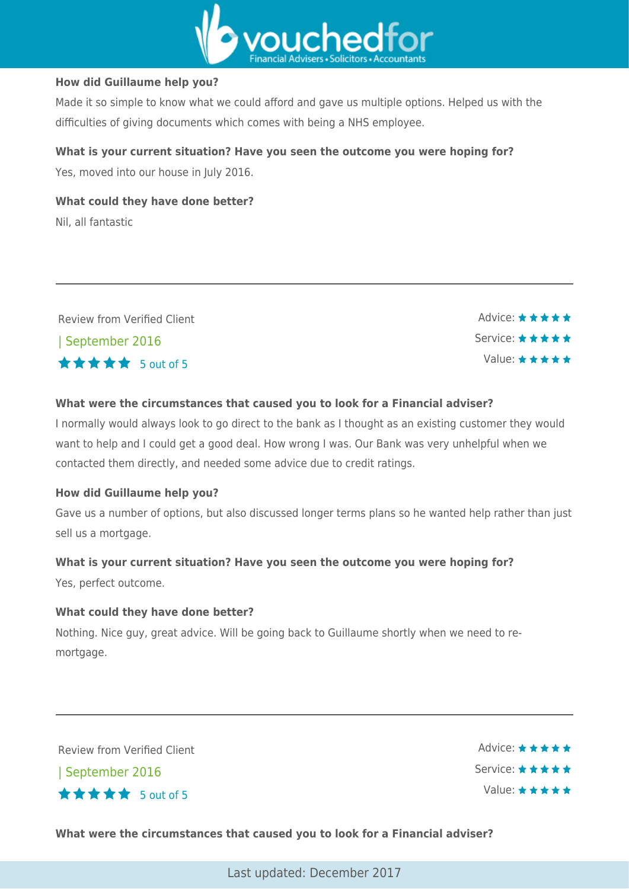**How did Guillaume help you?**

Made it so simple to know what we could afford and gave us multiple options. Helped us with the difficulties of giving documents which comes with being a NHS employee.

**What is your current situation? Have you seen the outcome you were hoping for?**

Yes, moved into our house in July 2016.

**What could they have done better?**

Nil, all fantastic

---

Review from Verified Client

| September 2016

★★★★★ 5 out of 5

Advice: ★★★★★
Service: ★★★★★
Value: ★★★★★

**What were the circumstances that caused you to look for a Financial adviser?**

I normally would always look to go direct to the bank as I thought as an existing customer they would want to help and I could get a good deal. How wrong I was. Our Bank was very unhelpful when we contacted them directly, and needed some advice due to credit ratings.

**How did Guillaume help you?**

Gave us a number of options, but also discussed longer terms plans so he wanted help rather than just sell us a mortgage.

**What is your current situation? Have you seen the outcome you were hoping for?**

Yes, perfect outcome.

**What could they have done better?**

Nothing. Nice guy, great advice. Will be going back to Guillaume shortly when we need to re-mortgage.

---

Review from Verified Client

| September 2016

★★★★★ 5 out of 5

Advice: ★★★★★
Service: ★★★★★
Value: ★★★★★

**What were the circumstances that caused you to look for a Financial adviser?**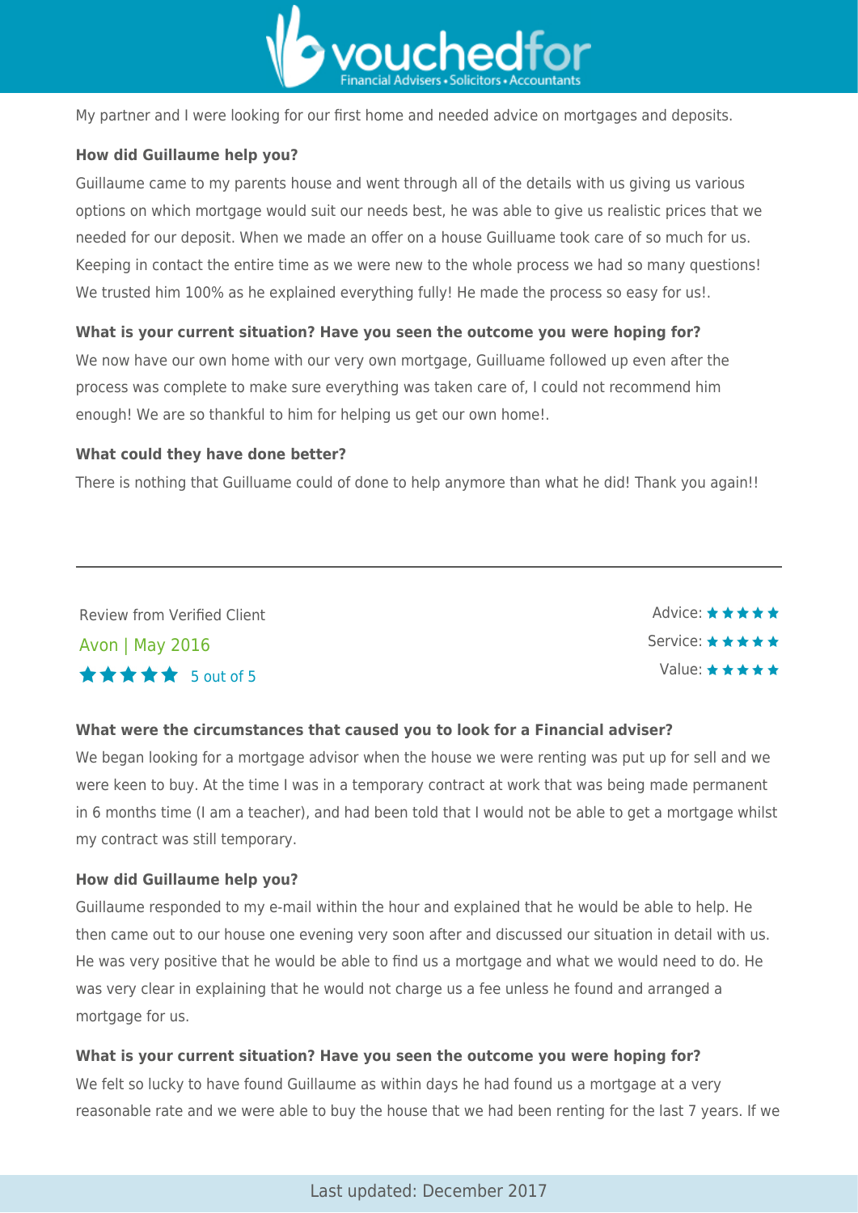My partner and I were looking for our first home and needed advice on mortgages and deposits.

**How did Guillaume help you?**

Guillaume came to my parents house and went through all of the details with us giving us various options on which mortgage would suit our needs best, he was able to give us realistic prices that we needed for our deposit. When we made an offer on a house Guilluame took care of so much for us. Keeping in contact the entire time as we were new to the whole process we had so many questions! We trusted him 100% as he explained everything fully! He made the process so easy for us!.

**What is your current situation? Have you seen the outcome you were hoping for?**

We now have our own home with our very own mortgage, Guilluame followed up even after the process was complete to make sure everything was taken care of, I could not recommend him enough! We are so thankful to him for helping us get our own home!.

**What could they have done better?**

There is nothing that Guilluame could of done to help anymore than what he did! Thank you again!!

---

Review from Verified Client

Avon | May 2016

★★★★★ 5 out of 5

Advice: ★★★★★
Service: ★★★★★
Value: ★★★★★

**What were the circumstances that caused you to look for a Financial adviser?**

We began looking for a mortgage advisor when the house we were renting was put up for sell and we were keen to buy. At the time I was in a temporary contract at work that was being made permanent in 6 months time (I am a teacher), and had been told that I would not be able to get a mortgage whilst my contract was still temporary.

**How did Guillaume help you?**

Guillaume responded to my e-mail within the hour and explained that he would be able to help. He then came out to our house one evening very soon after and discussed our situation in detail with us. He was very positive that he would be able to find us a mortgage and what we would need to do. He was very clear in explaining that he would not charge us a fee unless he found and arranged a mortgage for us.

**What is your current situation? Have you seen the outcome you were hoping for?**

We felt so lucky to have found Guillaume as within days he had found us a mortgage at a very reasonable rate and we were able to buy the house that we had been renting for the last 7 years. If we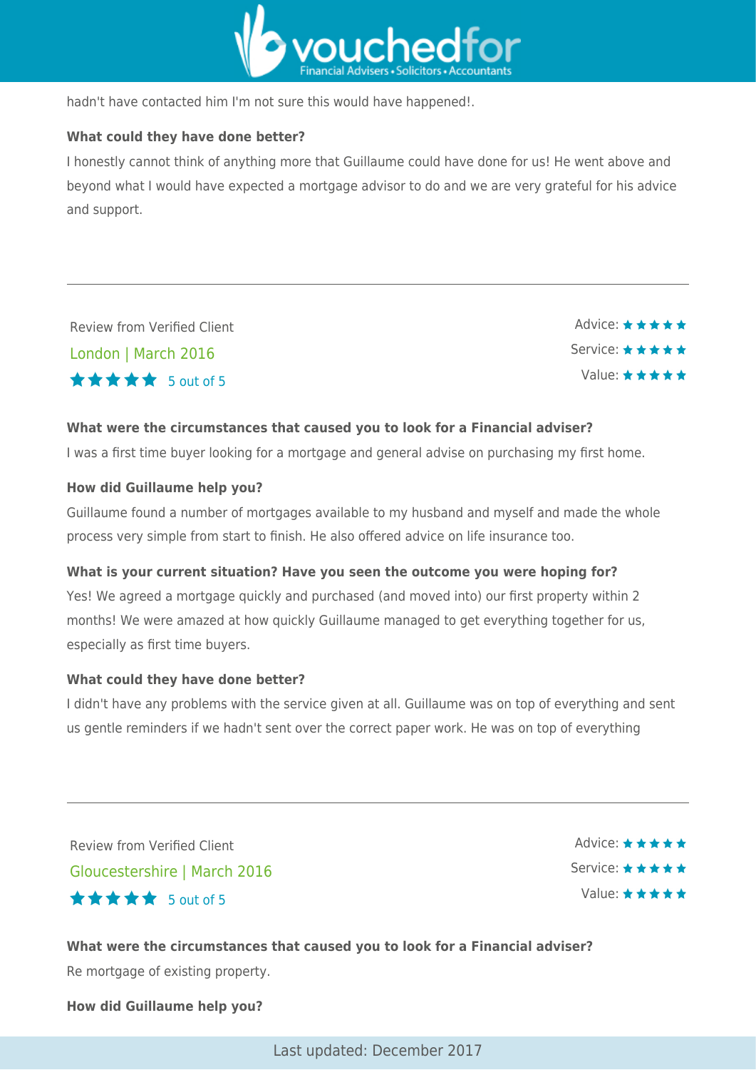hadn't have contacted him I'm not sure this would have happened!.

**What could they have done better?**

I honestly cannot think of anything more that Guillaume could have done for us! He went above and beyond what I would have expected a mortgage advisor to do and we are very grateful for his advice and support.

---

Review from Verified Client

London | March 2016

★★★★★ 5 out of 5

Advice: ★★★★★
Service: ★★★★★
Value: ★★★★★

**What were the circumstances that caused you to look for a Financial adviser?**

I was a first time buyer looking for a mortgage and general advise on purchasing my first home.

**How did Guillaume help you?**

Guillaume found a number of mortgages available to my husband and myself and made the whole process very simple from start to finish. He also offered advice on life insurance too.

**What is your current situation? Have you seen the outcome you were hoping for?**

Yes! We agreed a mortgage quickly and purchased (and moved into) our first property within 2 months! We were amazed at how quickly Guillaume managed to get everything together for us, especially as first time buyers.

**What could they have done better?**

I didn't have any problems with the service given at all. Guillaume was on top of everything and sent us gentle reminders if we hadn't sent over the correct paper work. He was on top of everything

---

Review from Verified Client

Gloucestershire | March 2016

★★★★★ 5 out of 5

Advice: ★★★★★
Service: ★★★★★
Value: ★★★★★

**What were the circumstances that caused you to look for a Financial adviser?**

Re mortgage of existing property.

**How did Guillaume help you?**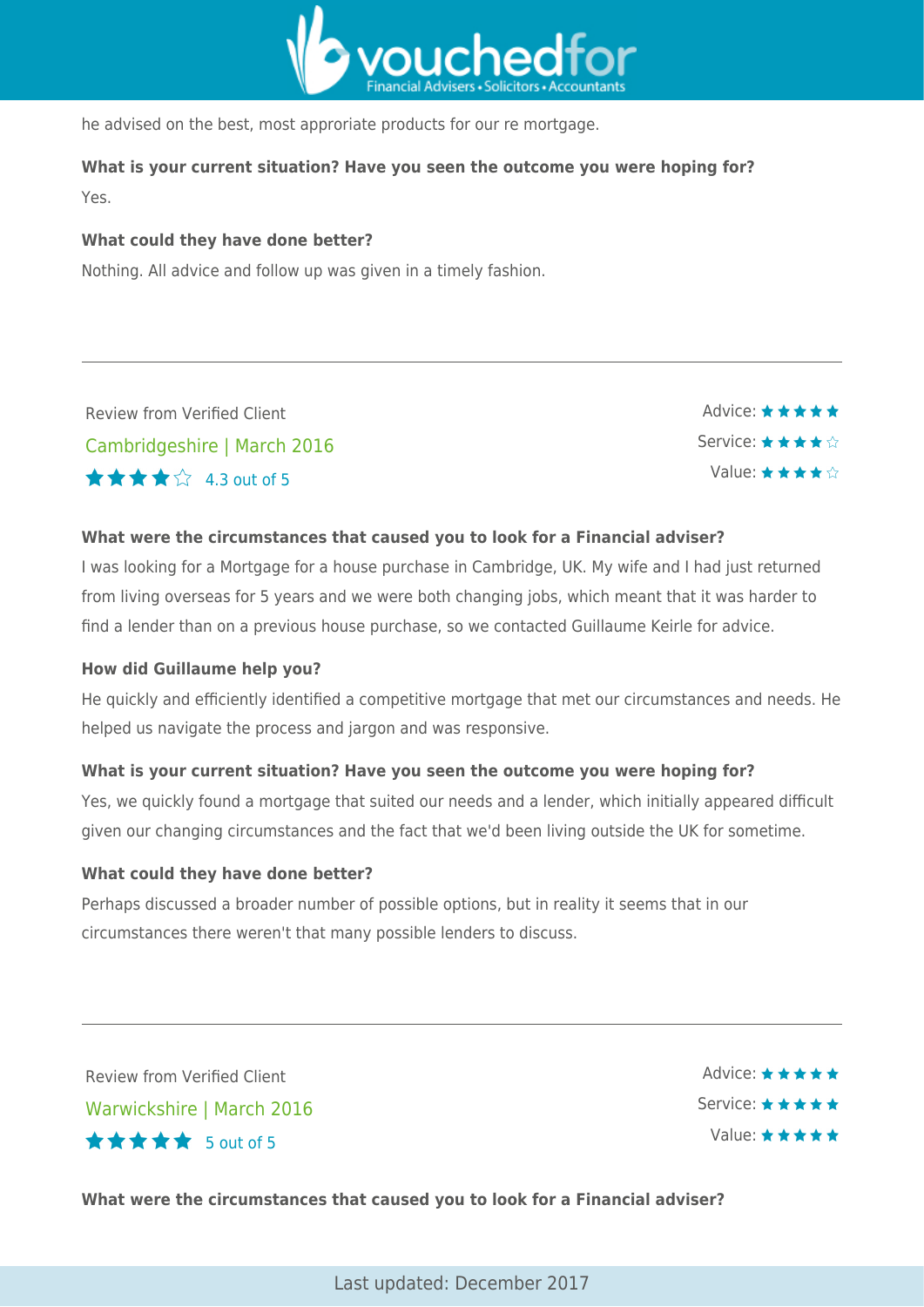he advised on the best, most approriate products for our re mortgage.

**What is your current situation? Have you seen the outcome you were hoping for?**

Yes.

**What could they have done better?**

Nothing. All advice and follow up was given in a timely fashion.

---

Review from Verified Client

Cambridgeshire | March 2016

★★★★☆ 4.3 out of 5

Advice: ★★★★★
Service: ★★★★☆
Value: ★★★★☆

**What were the circumstances that caused you to look for a Financial adviser?**

I was looking for a Mortgage for a house purchase in Cambridge, UK. My wife and I had just returned from living overseas for 5 years and we were both changing jobs, which meant that it was harder to find a lender than on a previous house purchase, so we contacted Guillaume Keirle for advice.

**How did Guillaume help you?**

He quickly and efficiently identified a competitive mortgage that met our circumstances and needs. He helped us navigate the process and jargon and was responsive.

**What is your current situation? Have you seen the outcome you were hoping for?**

Yes, we quickly found a mortgage that suited our needs and a lender, which initially appeared difficult given our changing circumstances and the fact that we'd been living outside the UK for sometime.

**What could they have done better?**

Perhaps discussed a broader number of possible options, but in reality it seems that in our circumstances there weren't that many possible lenders to discuss.

---

Review from Verified Client

Warwickshire | March 2016

★★★★★ 5 out of 5

Advice: ★★★★★
Service: ★★★★★
Value: ★★★★★

**What were the circumstances that caused you to look for a Financial adviser?**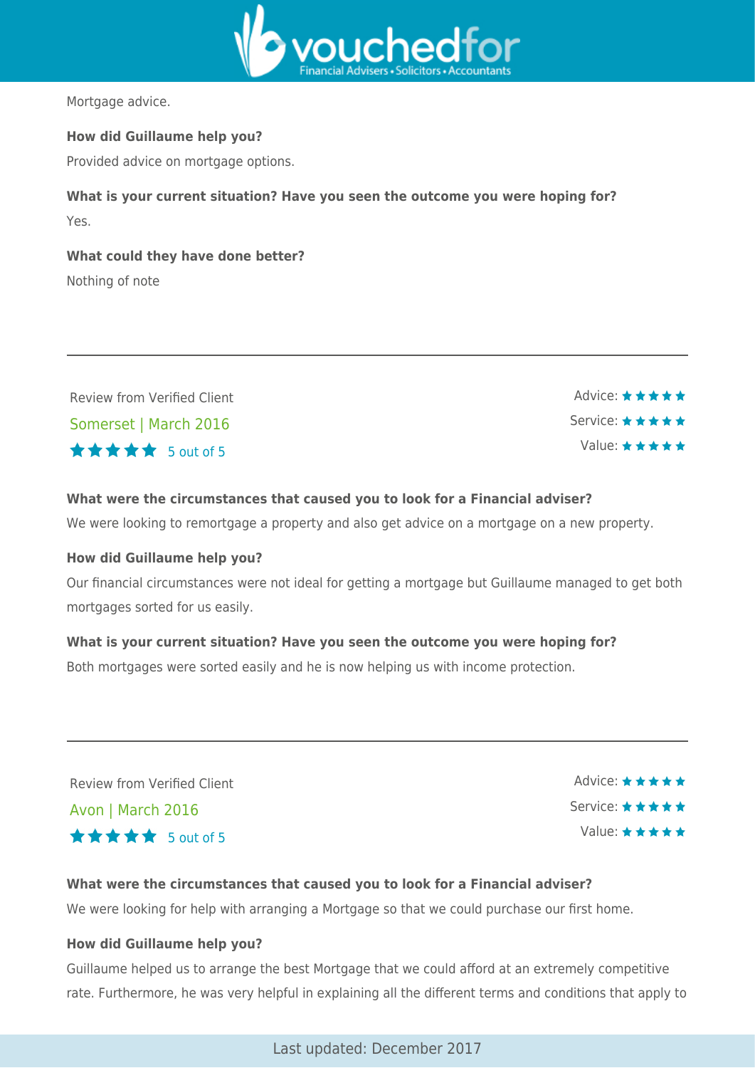Mortgage advice.

**How did Guillaume help you?**

Provided advice on mortgage options.

**What is your current situation? Have you seen the outcome you were hoping for?**

Yes.

**What could they have done better?**

Nothing of note

---

Review from Verified Client

Somerset | March 2016

★★★★★ 5 out of 5

Advice: ★★★★★
Service: ★★★★★
Value: ★★★★★

**What were the circumstances that caused you to look for a Financial adviser?**

We were looking to remortgage a property and also get advice on a mortgage on a new property.

**How did Guillaume help you?**

Our financial circumstances were not ideal for getting a mortgage but Guillaume managed to get both mortgages sorted for us easily.

**What is your current situation? Have you seen the outcome you were hoping for?**

Both mortgages were sorted easily and he is now helping us with income protection.

---

Review from Verified Client

Avon | March 2016

★★★★★ 5 out of 5

Advice: ★★★★★
Service: ★★★★★
Value: ★★★★★

**What were the circumstances that caused you to look for a Financial adviser?**

We were looking for help with arranging a Mortgage so that we could purchase our first home.

**How did Guillaume help you?**

Guillaume helped us to arrange the best Mortgage that we could afford at an extremely competitive rate. Furthermore, he was very helpful in explaining all the different terms and conditions that apply to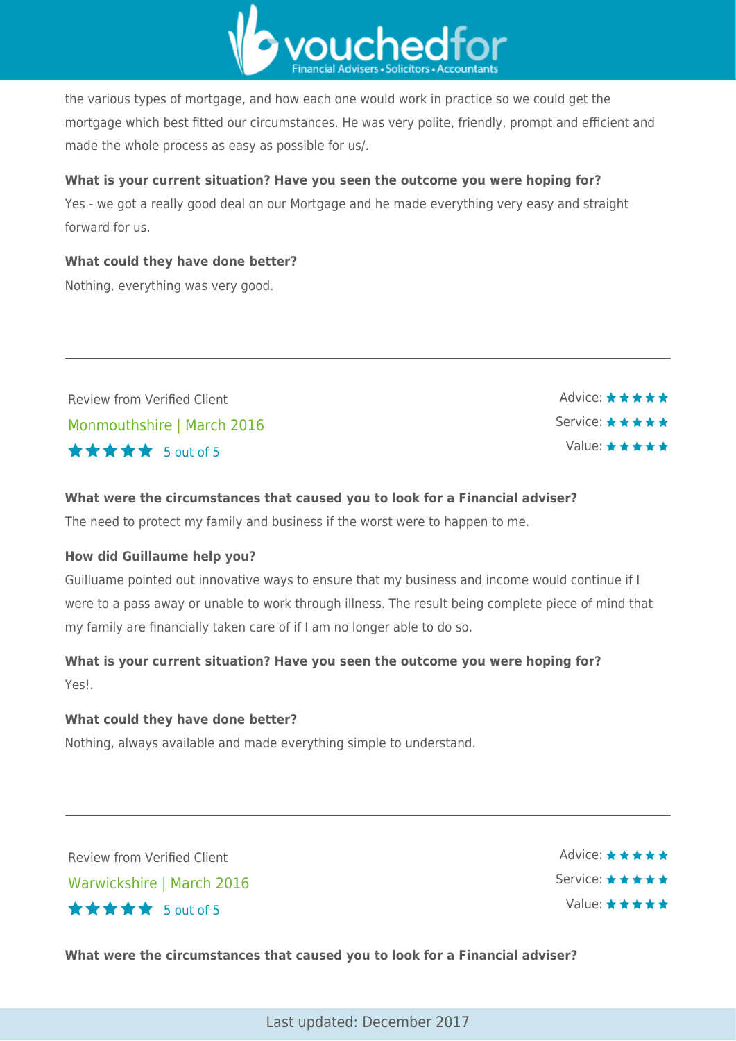the various types of mortgage, and how each one would work in practice so we could get the mortgage which best fitted our circumstances. He was very polite, friendly, prompt and efficient and made the whole process as easy as possible for us/.

**What is your current situation? Have you seen the outcome you were hoping for?**

Yes - we got a really good deal on our Mortgage and he made everything very easy and straight forward for us.

**What could they have done better?**

Nothing, everything was very good.

---

Review from Verified Client

Monmouthshire | March 2016

★★★★★ 5 out of 5

Advice: ★★★★★
Service: ★★★★★
Value: ★★★★★

**What were the circumstances that caused you to look for a Financial adviser?**

The need to protect my family and business if the worst were to happen to me.

**How did Guillaume help you?**

Guilluame pointed out innovative ways to ensure that my business and income would continue if I were to a pass away or unable to work through illness. The result being complete piece of mind that my family are financially taken care of if I am no longer able to do so.

**What is your current situation? Have you seen the outcome you were hoping for?**

Yes!.

**What could they have done better?**

Nothing, always available and made everything simple to understand.

---

Review from Verified Client

Warwickshire | March 2016

★★★★★ 5 out of 5

Advice: ★★★★★
Service: ★★★★★
Value: ★★★★★

**What were the circumstances that caused you to look for a Financial adviser?**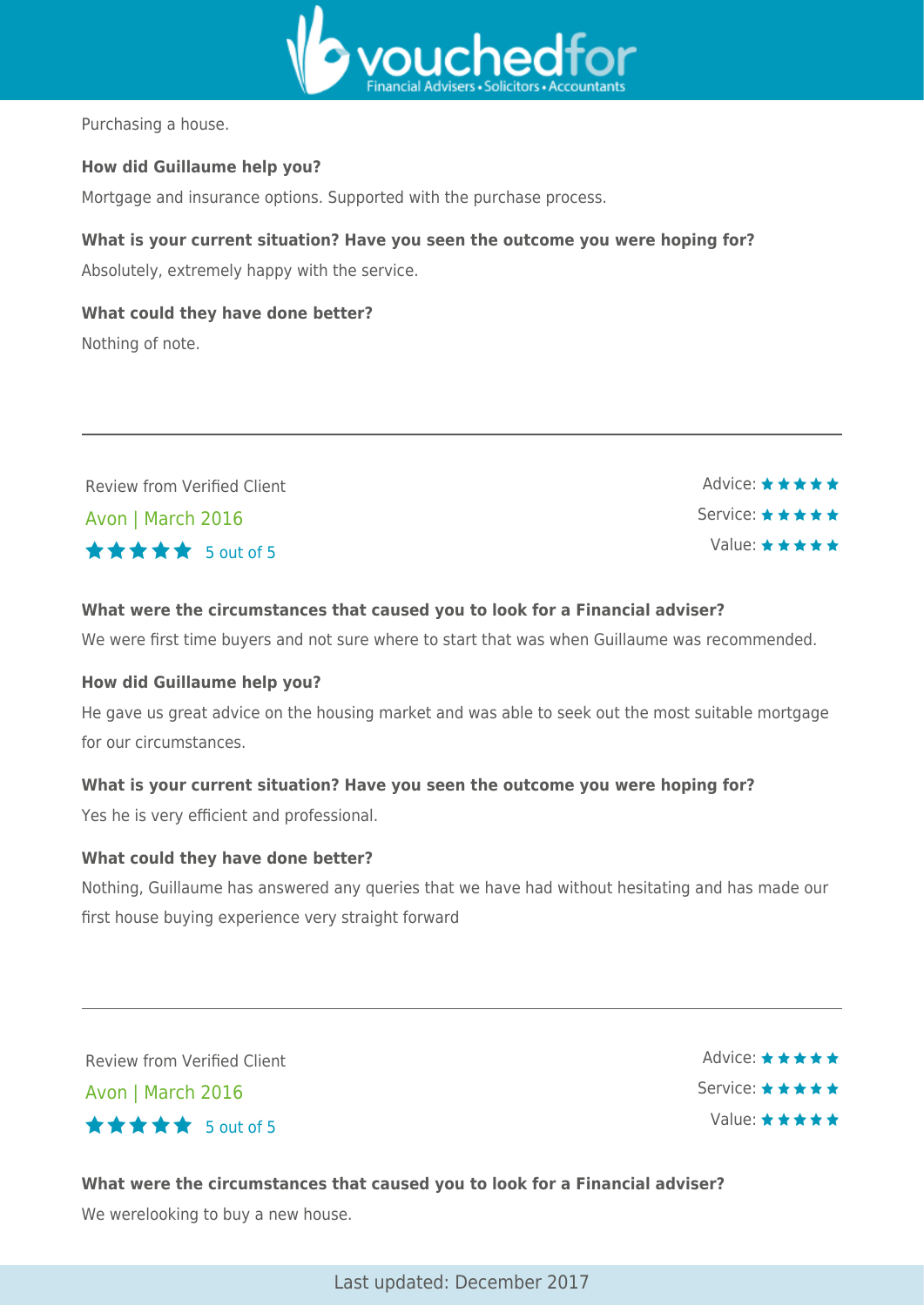Purchasing a house.

**How did Guillaume help you?**

Mortgage and insurance options. Supported with the purchase process.

**What is your current situation? Have you seen the outcome you were hoping for?**

Absolutely, extremely happy with the service.

**What could they have done better?**

Nothing of note.

---

Review from Verified Client

Avon | March 2016

★★★★★ 5 out of 5

Advice: ★★★★★
Service: ★★★★★
Value: ★★★★★

**What were the circumstances that caused you to look for a Financial adviser?**

We were first time buyers and not sure where to start that was when Guillaume was recommended.

**How did Guillaume help you?**

He gave us great advice on the housing market and was able to seek out the most suitable mortgage for our circumstances.

**What is your current situation? Have you seen the outcome you were hoping for?**

Yes he is very efficient and professional.

**What could they have done better?**

Nothing, Guillaume has answered any queries that we have had without hesitating and has made our first house buying experience very straight forward

---

Review from Verified Client

Avon | March 2016

★★★★★ 5 out of 5

Advice: ★★★★★
Service: ★★★★★
Value: ★★★★★

**What were the circumstances that caused you to look for a Financial adviser?**

We werelooking to buy a new house.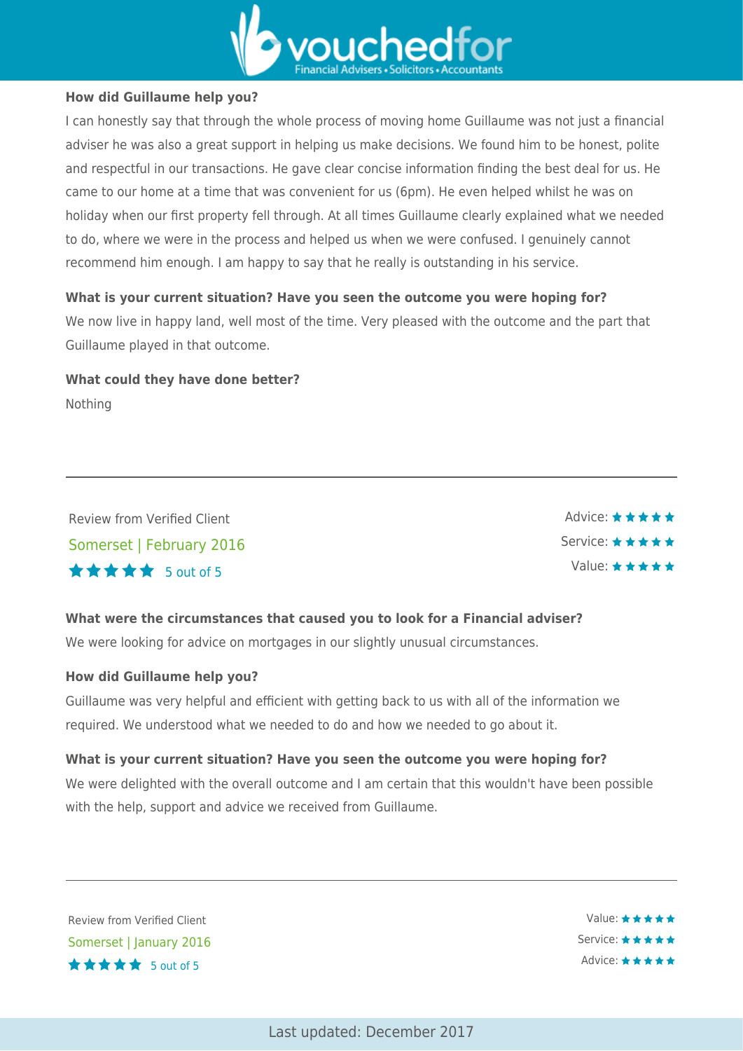**How did Guillaume help you?**

I can honestly say that through the whole process of moving home Guillaume was not just a financial adviser he was also a great support in helping us make decisions. We found him to be honest, polite and respectful in our transactions. He gave clear concise information finding the best deal for us. He came to our home at a time that was convenient for us (6pm). He even helped whilst he was on holiday when our first property fell through. At all times Guillaume clearly explained what we needed to do, where we were in the process and helped us when we were confused. I genuinely cannot recommend him enough. I am happy to say that he really is outstanding in his service.

**What is your current situation? Have you seen the outcome you were hoping for?**

We now live in happy land, well most of the time. Very pleased with the outcome and the part that Guillaume played in that outcome.

**What could they have done better?**

Nothing

---

Review from Verified Client

Somerset | February 2016

★★★★★ 5 out of 5

Advice: ★★★★★
Service: ★★★★★
Value: ★★★★★

**What were the circumstances that caused you to look for a Financial adviser?**

We were looking for advice on mortgages in our slightly unusual circumstances.

**How did Guillaume help you?**

Guillaume was very helpful and efficient with getting back to us with all of the information we required. We understood what we needed to do and how we needed to go about it.

**What is your current situation? Have you seen the outcome you were hoping for?**

We were delighted with the overall outcome and I am certain that this wouldn't have been possible with the help, support and advice we received from Guillaume.

---

Review from Verified Client

Somerset | January 2016

★★★★★ 5 out of 5

Value: ★★★★★
Service: ★★★★★
Advice: ★★★★★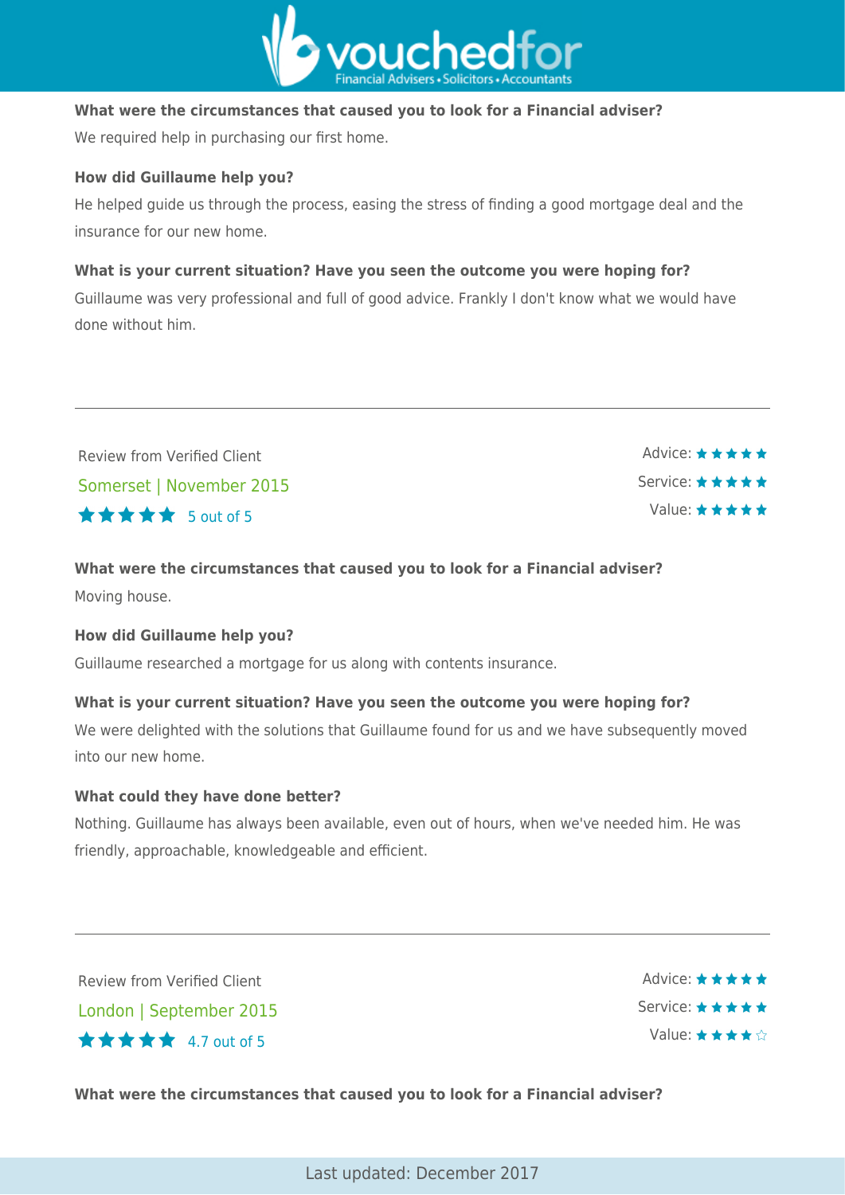**What were the circumstances that caused you to look for a Financial adviser?**

We required help in purchasing our first home.

**How did Guillaume help you?**

He helped guide us through the process, easing the stress of finding a good mortgage deal and the insurance for our new home.

**What is your current situation? Have you seen the outcome you were hoping for?**

Guillaume was very professional and full of good advice. Frankly I don't know what we would have done without him.

---

Review from Verified Client

Somerset | November 2015

★★★★★ 5 out of 5

Advice: ★★★★★
Service: ★★★★★
Value: ★★★★★

**What were the circumstances that caused you to look for a Financial adviser?**

Moving house.

**How did Guillaume help you?**

Guillaume researched a mortgage for us along with contents insurance.

**What is your current situation? Have you seen the outcome you were hoping for?**

We were delighted with the solutions that Guillaume found for us and we have subsequently moved into our new home.

**What could they have done better?**

Nothing. Guillaume has always been available, even out of hours, when we've needed him. He was friendly, approachable, knowledgeable and efficient.

---

Review from Verified Client

London | September 2015

★★★★★ 4.7 out of 5

Advice: ★★★★★
Service: ★★★★★
Value: ★★★★☆

**What were the circumstances that caused you to look for a Financial adviser?**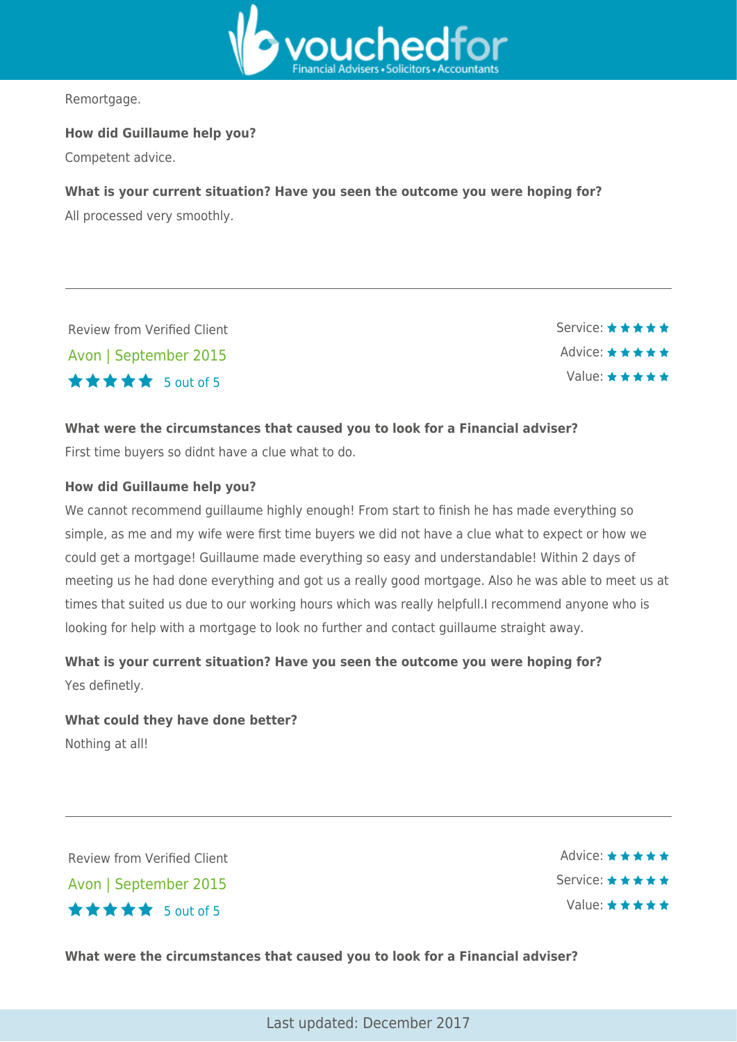Remortgage.

**How did Guillaume help you?**

Competent advice.

**What is your current situation? Have you seen the outcome you were hoping for?**

All processed very smoothly.

---

Review from Verified Client

Avon | September 2015

★★★★★ 5 out of 5

Service: ★★★★★

Advice: ★★★★★

Value: ★★★★★

**What were the circumstances that caused you to look for a Financial adviser?**

First time buyers so didnt have a clue what to do.

**How did Guillaume help you?**

We cannot recommend guillaume highly enough! From start to finish he has made everything so simple, as me and my wife were first time buyers we did not have a clue what to expect or how we could get a mortgage! Guillaume made everything so easy and understandable! Within 2 days of meeting us he had done everything and got us a really good mortgage. Also he was able to meet us at times that suited us due to our working hours which was really helpfull.I recommend anyone who is looking for help with a mortgage to look no further and contact guillaume straight away.

**What is your current situation? Have you seen the outcome you were hoping for?**

Yes definetly.

**What could they have done better?**

Nothing at all!

---

Review from Verified Client

Avon | September 2015

★★★★★ 5 out of 5

Advice: ★★★★★

Service: ★★★★★

Value: ★★★★★

**What were the circumstances that caused you to look for a Financial adviser?**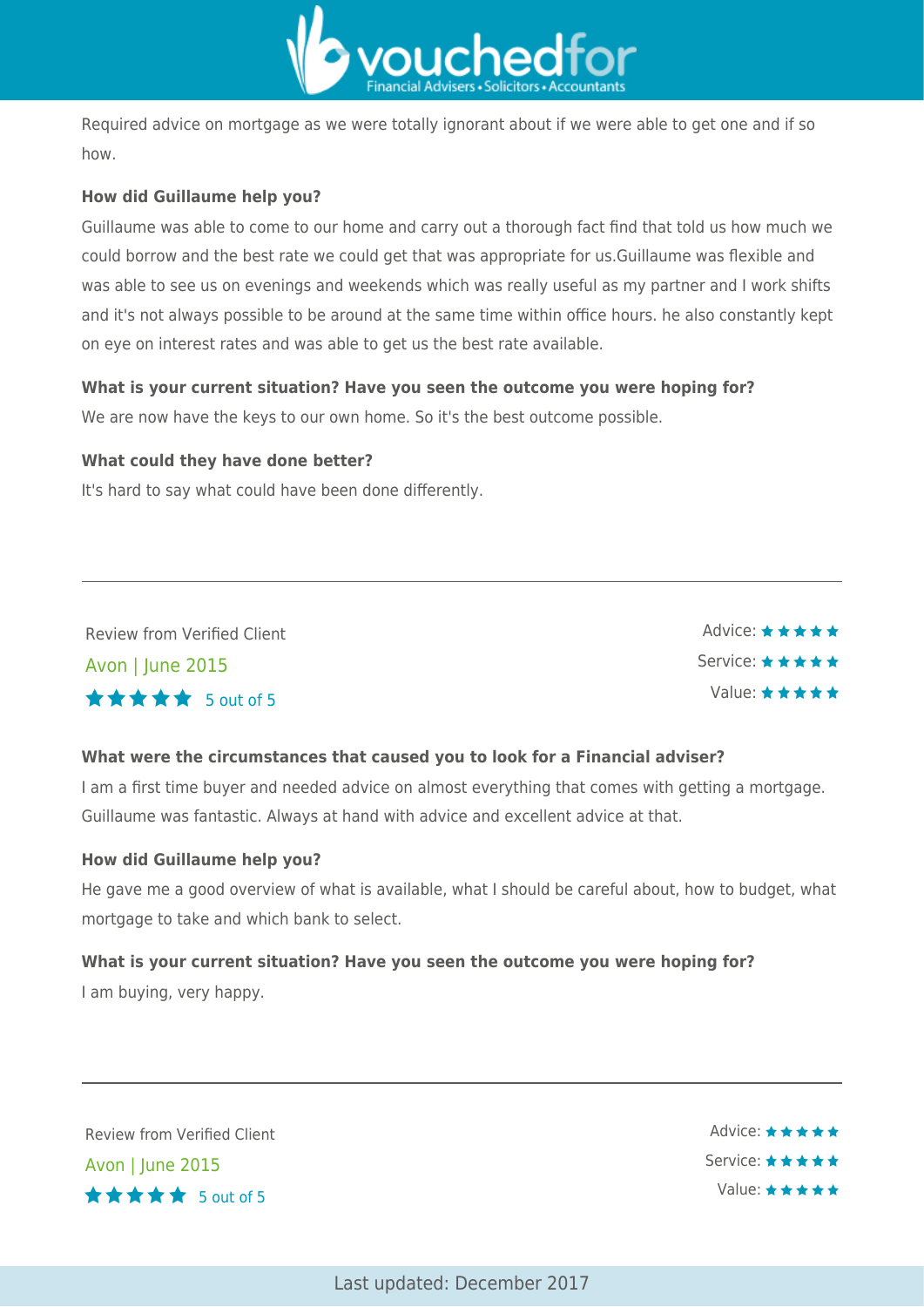Required advice on mortgage as we were totally ignorant about if we were able to get one and if so how.

**How did Guillaume help you?**

Guillaume was able to come to our home and carry out a thorough fact find that told us how much we could borrow and the best rate we could get that was appropriate for us.Guillaume was flexible and was able to see us on evenings and weekends which was really useful as my partner and I work shifts and it's not always possible to be around at the same time within office hours. he also constantly kept on eye on interest rates and was able to get us the best rate available.

**What is your current situation? Have you seen the outcome you were hoping for?**

We are now have the keys to our own home. So it's the best outcome possible.

**What could they have done better?**

It's hard to say what could have been done differently.

---

Review from Verified Client

Avon | June 2015

★★★★★ 5 out of 5

Advice: ★★★★★
Service: ★★★★★
Value: ★★★★★

**What were the circumstances that caused you to look for a Financial adviser?**

I am a first time buyer and needed advice on almost everything that comes with getting a mortgage. Guillaume was fantastic. Always at hand with advice and excellent advice at that.

**How did Guillaume help you?**

He gave me a good overview of what is available, what I should be careful about, how to budget, what mortgage to take and which bank to select.

**What is your current situation? Have you seen the outcome you were hoping for?**

I am buying, very happy.

---

Review from Verified Client

Avon | June 2015

★★★★★ 5 out of 5

Advice: ★★★★★
Service: ★★★★★
Value: ★★★★★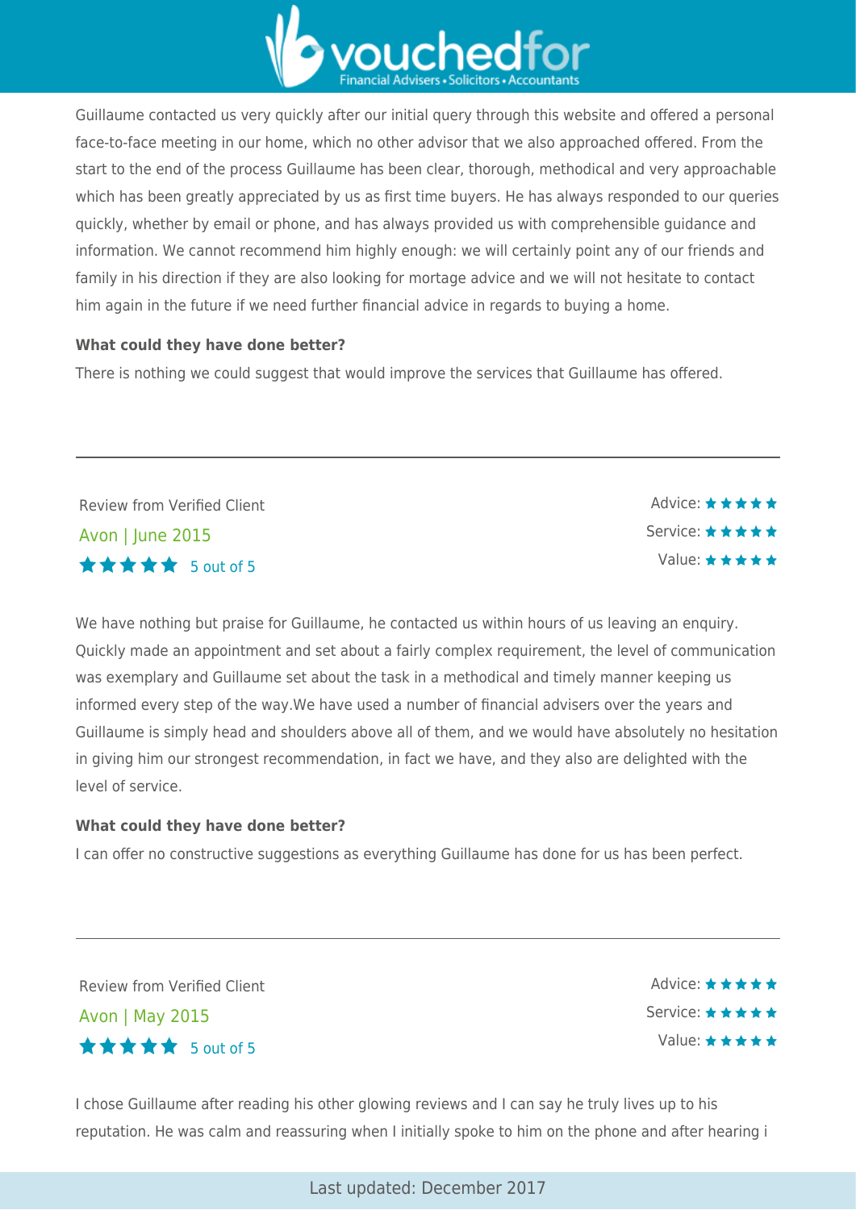Guillaume contacted us very quickly after our initial query through this website and offered a personal face-to-face meeting in our home, which no other advisor that we also approached offered. From the start to the end of the process Guillaume has been clear, thorough, methodical and very approachable which has been greatly appreciated by us as first time buyers. He has always responded to our queries quickly, whether by email or phone, and has always provided us with comprehensible guidance and information. We cannot recommend him highly enough: we will certainly point any of our friends and family in his direction if they are also looking for mortage advice and we will not hesitate to contact him again in the future if we need further financial advice in regards to buying a home.

**What could they have done better?**

There is nothing we could suggest that would improve the services that Guillaume has offered.

---

Review from Verified Client

Avon | June 2015

★★★★★ 5 out of 5

Advice: ★★★★★
Service: ★★★★★
Value: ★★★★★

We have nothing but praise for Guillaume, he contacted us within hours of us leaving an enquiry. Quickly made an appointment and set about a fairly complex requirement, the level of communication was exemplary and Guillaume set about the task in a methodical and timely manner keeping us informed every step of the way.We have used a number of financial advisers over the years and Guillaume is simply head and shoulders above all of them, and we would have absolutely no hesitation in giving him our strongest recommendation, in fact we have, and they also are delighted with the level of service.

**What could they have done better?**

I can offer no constructive suggestions as everything Guillaume has done for us has been perfect.

---

Review from Verified Client

Avon | May 2015

★★★★★ 5 out of 5

Advice: ★★★★★
Service: ★★★★★
Value: ★★★★★

I chose Guillaume after reading his other glowing reviews and I can say he truly lives up to his reputation. He was calm and reassuring when I initially spoke to him on the phone and after hearing i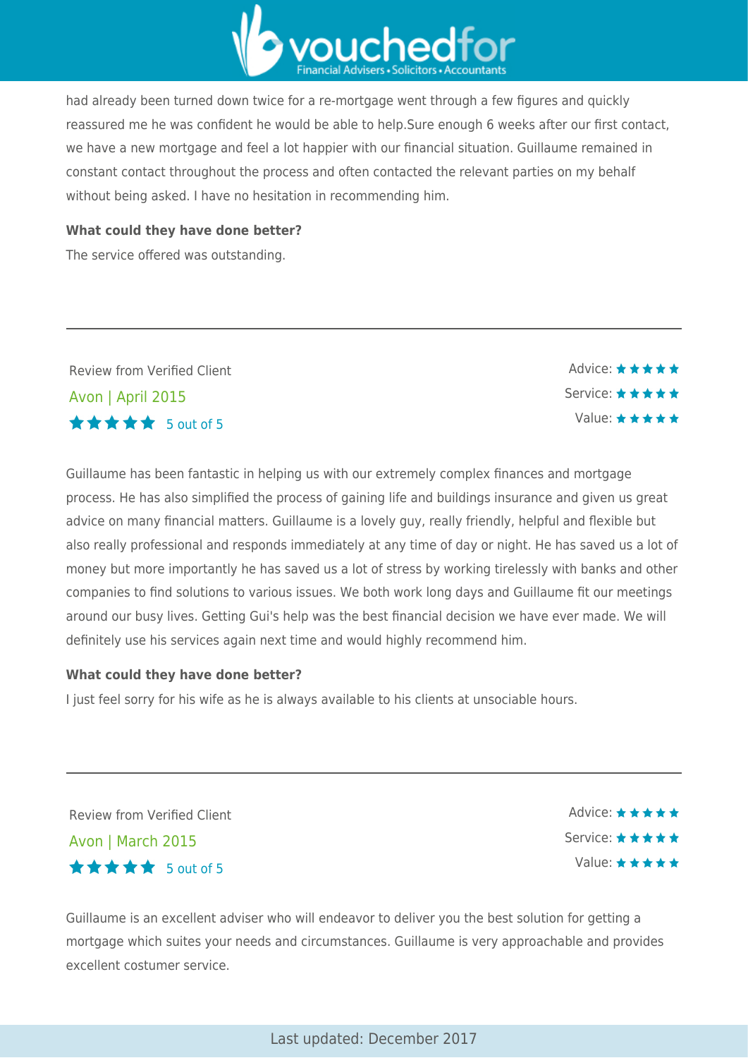had already been turned down twice for a re-mortgage went through a few figures and quickly reassured me he was confident he would be able to help.Sure enough 6 weeks after our first contact, we have a new mortgage and feel a lot happier with our financial situation. Guillaume remained in constant contact throughout the process and often contacted the relevant parties on my behalf without being asked. I have no hesitation in recommending him.

**What could they have done better?**

The service offered was outstanding.

---

Review from Verified Client

Avon | April 2015

★★★★★ 5 out of 5

Advice: ★★★★★
Service: ★★★★★
Value: ★★★★★

Guillaume has been fantastic in helping us with our extremely complex finances and mortgage process. He has also simplified the process of gaining life and buildings insurance and given us great advice on many financial matters. Guillaume is a lovely guy, really friendly, helpful and flexible but also really professional and responds immediately at any time of day or night. He has saved us a lot of money but more importantly he has saved us a lot of stress by working tirelessly with banks and other companies to find solutions to various issues. We both work long days and Guillaume fit our meetings around our busy lives. Getting Gui's help was the best financial decision we have ever made. We will definitely use his services again next time and would highly recommend him.

**What could they have done better?**

I just feel sorry for his wife as he is always available to his clients at unsociable hours.

---

Review from Verified Client

Avon | March 2015

★★★★★ 5 out of 5

Advice: ★★★★★
Service: ★★★★★
Value: ★★★★★

Guillaume is an excellent adviser who will endeavor to deliver you the best solution for getting a mortgage which suites your needs and circumstances. Guillaume is very approachable and provides excellent costumer service.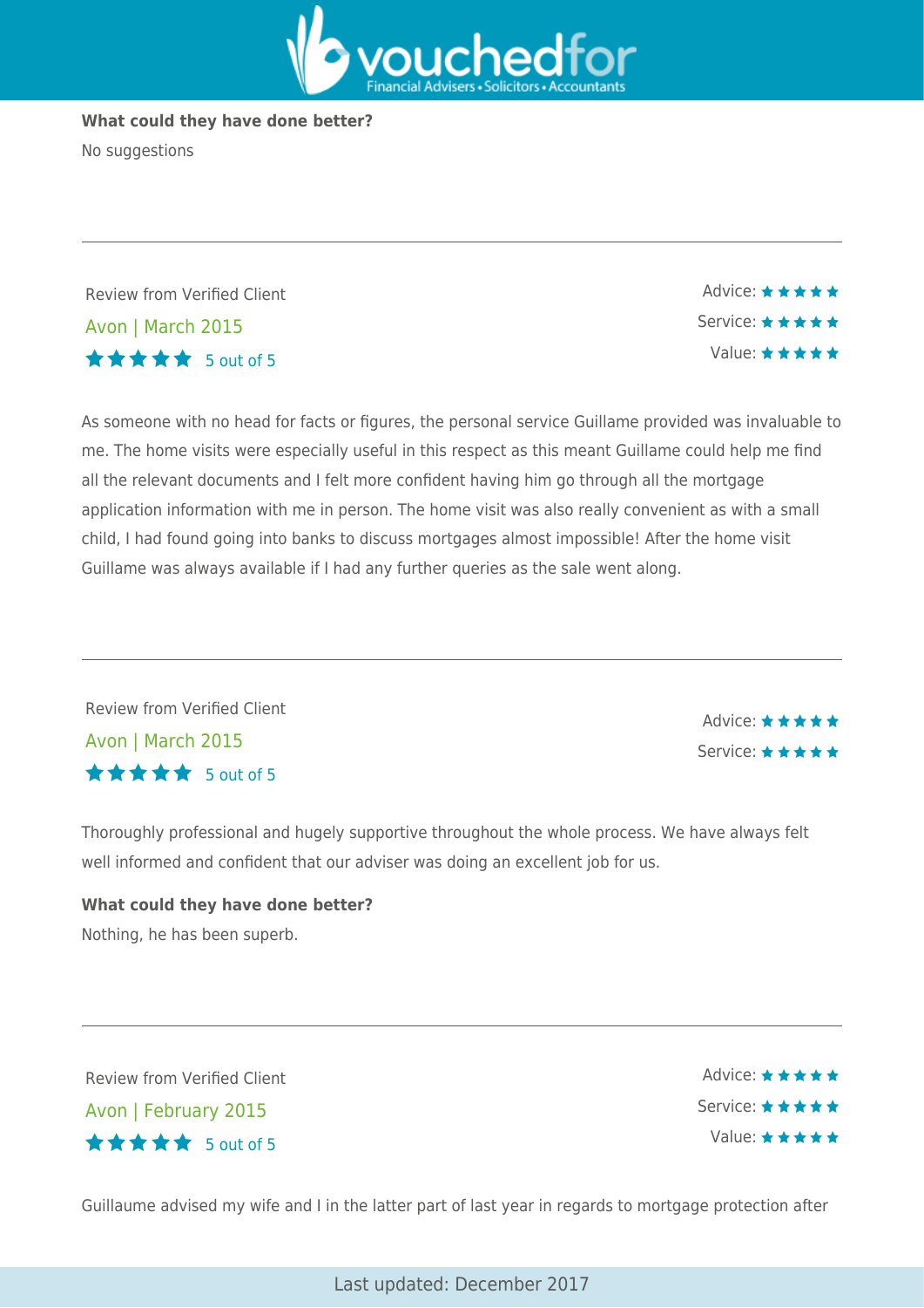**What could they have done better?**

No suggestions

---

Review from Verified Client

Avon | March 2015

★★★★★ 5 out of 5

Advice: ★★★★★
Service: ★★★★★
Value: ★★★★★

As someone with no head for facts or figures, the personal service Guillame provided was invaluable to me. The home visits were especially useful in this respect as this meant Guillame could help me find all the relevant documents and I felt more confident having him go through all the mortgage application information with me in person. The home visit was also really convenient as with a small child, I had found going into banks to discuss mortgages almost impossible! After the home visit Guillame was always available if I had any further queries as the sale went along.

---

Review from Verified Client

Avon | March 2015

★★★★★ 5 out of 5

Advice: ★★★★★
Service: ★★★★★

Thoroughly professional and hugely supportive throughout the whole process. We have always felt well informed and confident that our adviser was doing an excellent job for us.

**What could they have done better?**

Nothing, he has been superb.

---

Review from Verified Client

Avon | February 2015

★★★★★ 5 out of 5

Advice: ★★★★★
Service: ★★★★★
Value: ★★★★★

Guillaume advised my wife and I in the latter part of last year in regards to mortgage protection after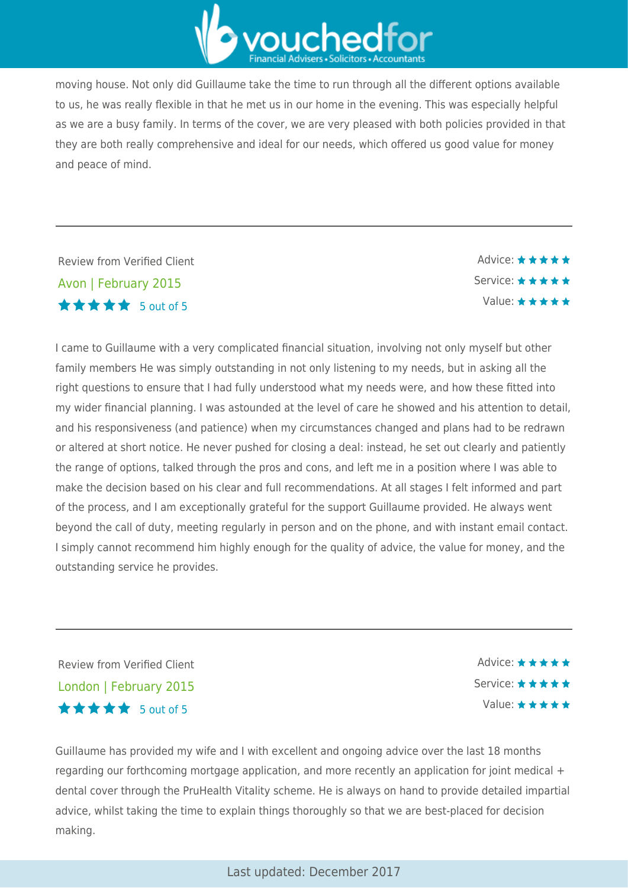moving house. Not only did Guillaume take the time to run through all the different options available to us, he was really flexible in that he met us in our home in the evening. This was especially helpful as we are a busy family. In terms of the cover, we are very pleased with both policies provided in that they are both really comprehensive and ideal for our needs, which offered us good value for money and peace of mind.

---

Review from Verified Client

Avon | February 2015

★★★★★ 5 out of 5

Advice: ★★★★★
Service: ★★★★★
Value: ★★★★★

I came to Guillaume with a very complicated financial situation, involving not only myself but other family members He was simply outstanding in not only listening to my needs, but in asking all the right questions to ensure that I had fully understood what my needs were, and how these fitted into my wider financial planning. I was astounded at the level of care he showed and his attention to detail, and his responsiveness (and patience) when my circumstances changed and plans had to be redrawn or altered at short notice. He never pushed for closing a deal: instead, he set out clearly and patiently the range of options, talked through the pros and cons, and left me in a position where I was able to make the decision based on his clear and full recommendations. At all stages I felt informed and part of the process, and I am exceptionally grateful for the support Guillaume provided. He always went beyond the call of duty, meeting regularly in person and on the phone, and with instant email contact. I simply cannot recommend him highly enough for the quality of advice, the value for money, and the outstanding service he provides.

---

Review from Verified Client

London | February 2015

★★★★★ 5 out of 5

Advice: ★★★★★
Service: ★★★★★
Value: ★★★★★

Guillaume has provided my wife and I with excellent and ongoing advice over the last 18 months regarding our forthcoming mortgage application, and more recently an application for joint medical + dental cover through the PruHealth Vitality scheme. He is always on hand to provide detailed impartial advice, whilst taking the time to explain things thoroughly so that we are best-placed for decision making.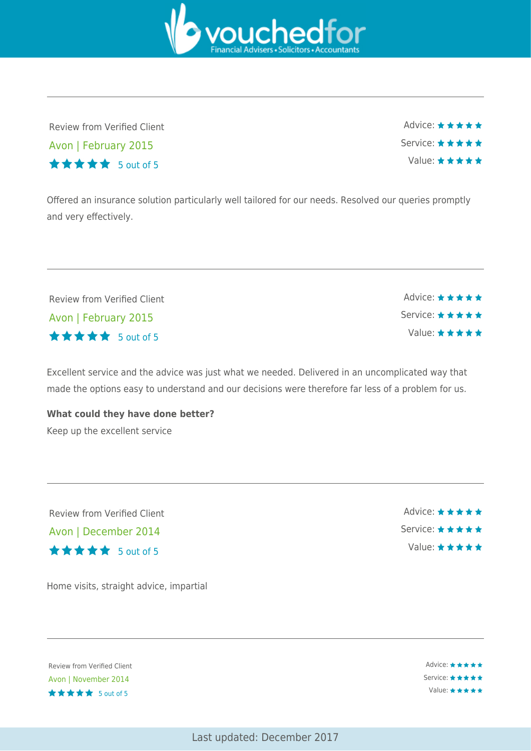Review from Verified Client

Avon | February 2015

★★★★★ 5 out of 5

Advice: ★★★★★
Service: ★★★★★
Value: ★★★★★

Offered an insurance solution particularly well tailored for our needs. Resolved our queries promptly and very effectively.

---

Review from Verified Client

Avon | February 2015

★★★★★ 5 out of 5

Advice: ★★★★★
Service: ★★★★★
Value: ★★★★★

Excellent service and the advice was just what we needed. Delivered in an uncomplicated way that made the options easy to understand and our decisions were therefore far less of a problem for us.

**What could they have done better?**

Keep up the excellent service

---

Review from Verified Client

Avon | December 2014

★★★★★ 5 out of 5

Advice: ★★★★★
Service: ★★★★★
Value: ★★★★★

Home visits, straight advice, impartial

---

Review from Verified Client

Avon | November 2014

★★★★★ 5 out of 5

Advice: ★★★★★
Service: ★★★★★
Value: ★★★★★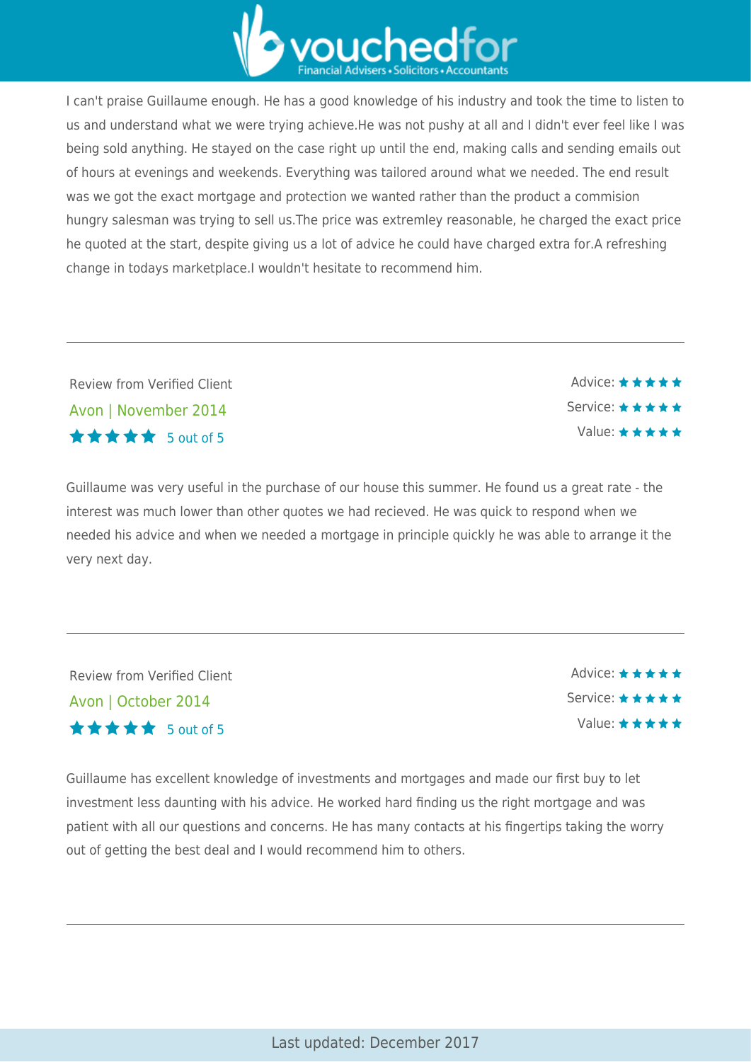I can't praise Guillaume enough. He has a good knowledge of his industry and took the time to listen to us and understand what we were trying achieve.He was not pushy at all and I didn't ever feel like I was being sold anything. He stayed on the case right up until the end, making calls and sending emails out of hours at evenings and weekends. Everything was tailored around what we needed. The end result was we got the exact mortgage and protection we wanted rather than the product a commision hungry salesman was trying to sell us.The price was extremley reasonable, he charged the exact price he quoted at the start, despite giving us a lot of advice he could have charged extra for.A refreshing change in todays marketplace.I wouldn't hesitate to recommend him.

---

Review from Verified Client

Avon | November 2014

★★★★★ 5 out of 5

Advice: ★★★★★
Service: ★★★★★
Value: ★★★★★

Guillaume was very useful in the purchase of our house this summer. He found us a great rate - the interest was much lower than other quotes we had recieved. He was quick to respond when we needed his advice and when we needed a mortgage in principle quickly he was able to arrange it the very next day.

---

Review from Verified Client

Avon | October 2014

★★★★★ 5 out of 5

Advice: ★★★★★
Service: ★★★★★
Value: ★★★★★

Guillaume has excellent knowledge of investments and mortgages and made our first buy to let investment less daunting with his advice. He worked hard finding us the right mortgage and was patient with all our questions and concerns. He has many contacts at his fingertips taking the worry out of getting the best deal and I would recommend him to others.

---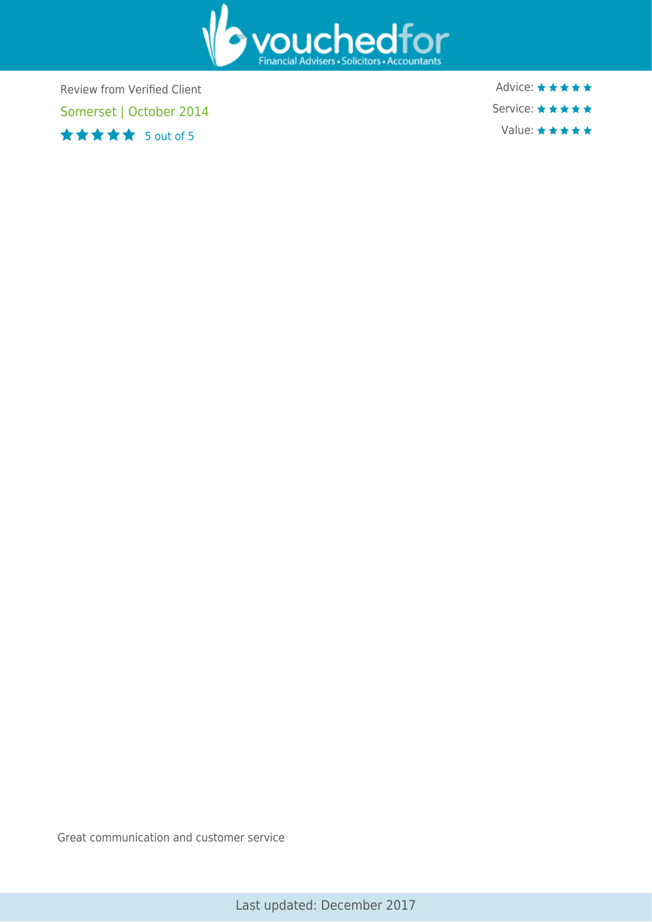Review from Verified Client

Somerset | October 2014

★★★★★ 5 out of 5

Advice: ★★★★★

Service: ★★★★★

Value: ★★★★★

Great communication and customer service

Last updated: December 2017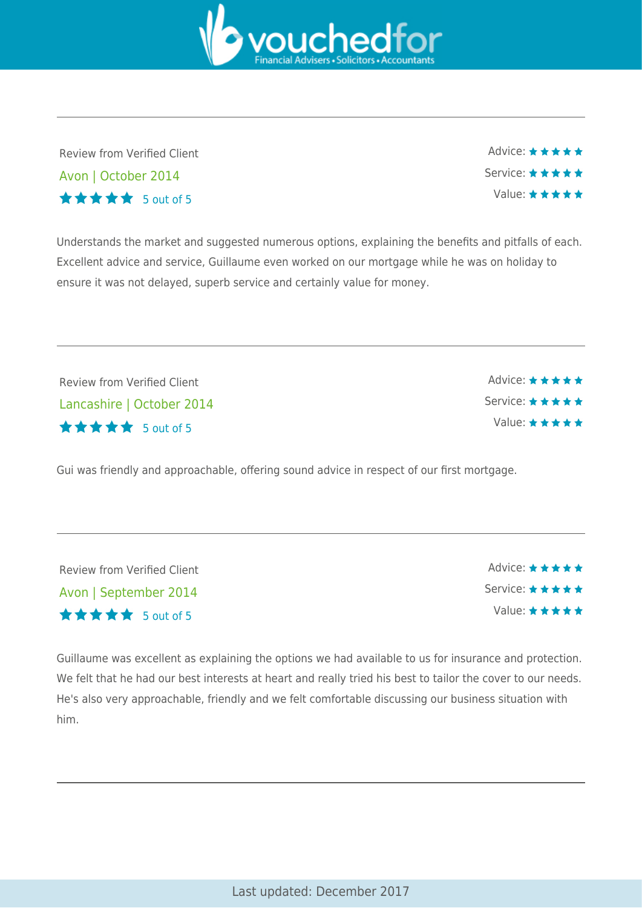---

Review from Verified Client

Avon | October 2014

★★★★★ 5 out of 5

Advice: ★★★★★
Service: ★★★★★
Value: ★★★★★

Understands the market and suggested numerous options, explaining the benefits and pitfalls of each. Excellent advice and service, Guillaume even worked on our mortgage while he was on holiday to ensure it was not delayed, superb service and certainly value for money.

---

Review from Verified Client

Lancashire | October 2014

★★★★★ 5 out of 5

Advice: ★★★★★
Service: ★★★★★
Value: ★★★★★

Gui was friendly and approachable, offering sound advice in respect of our first mortgage.

---

Review from Verified Client

Avon | September 2014

★★★★★ 5 out of 5

Advice: ★★★★★
Service: ★★★★★
Value: ★★★★★

Guillaume was excellent as explaining the options we had available to us for insurance and protection. We felt that he had our best interests at heart and really tried his best to tailor the cover to our needs. He's also very approachable, friendly and we felt comfortable discussing our business situation with him.

---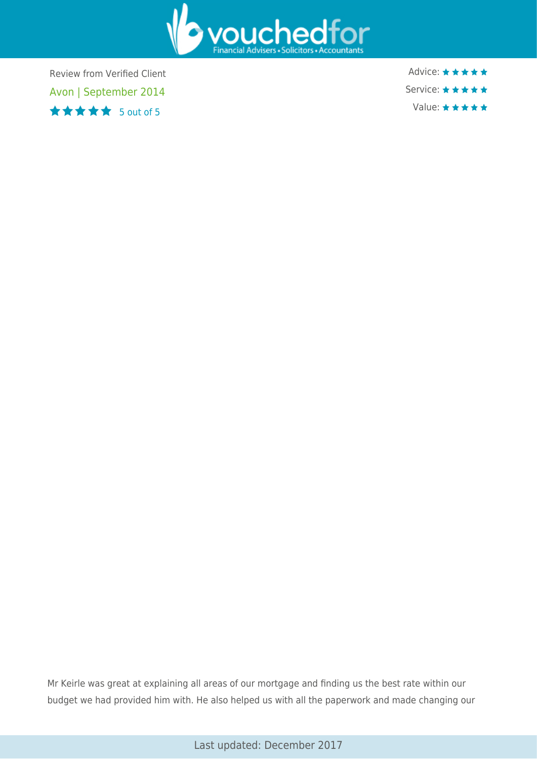Review from Verified Client

Avon | September 2014

★★★★★ 5 out of 5

Advice: ★★★★★

Service: ★★★★★

Value: ★★★★★

Mr Keirle was great at explaining all areas of our mortgage and finding us the best rate within our budget we had provided him with. He also helped us with all the paperwork and made changing our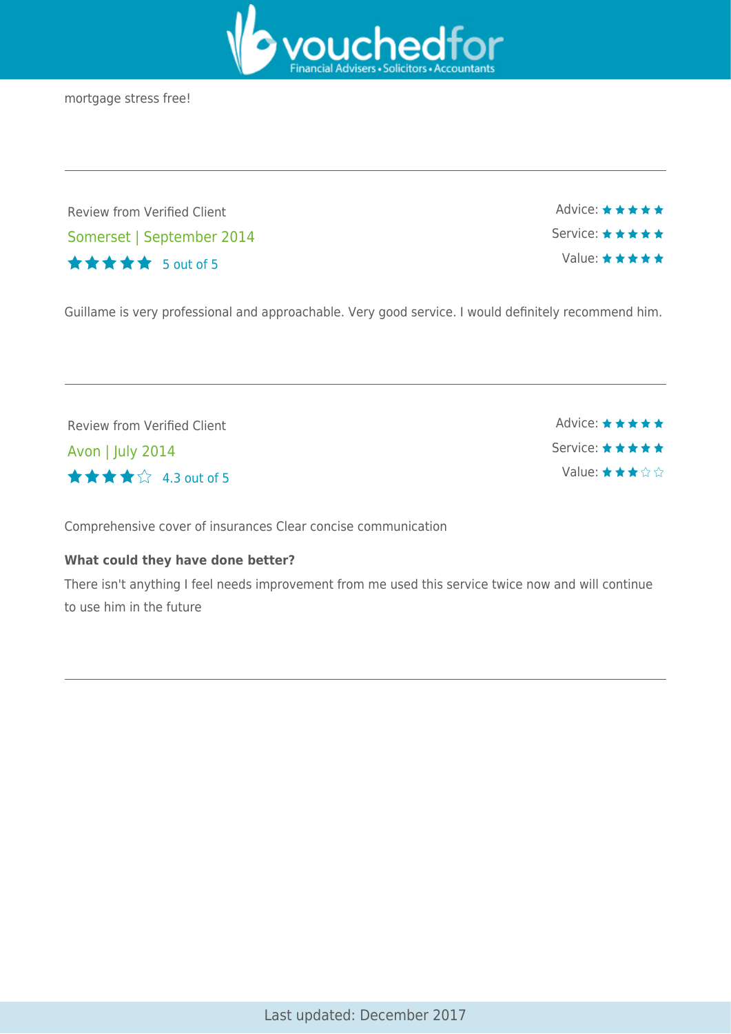mortgage stress free!

---

Review from Verified Client

Somerset | September 2014

5 out of 5

Advice: ★★★★★

Service: ★★★★★

Value: ★★★★★

Guillame is very professional and approachable. Very good service. I would definitely recommend him.

---

Review from Verified Client

Avon | July 2014

4.3 out of 5

Advice: ★★★★★

Service: ★★★★★

Value: ★★★☆☆

Comprehensive cover of insurances Clear concise communication

**What could they have done better?**

There isn't anything I feel needs improvement from me used this service twice now and will continue to use him in the future

---

Last updated: December 2017